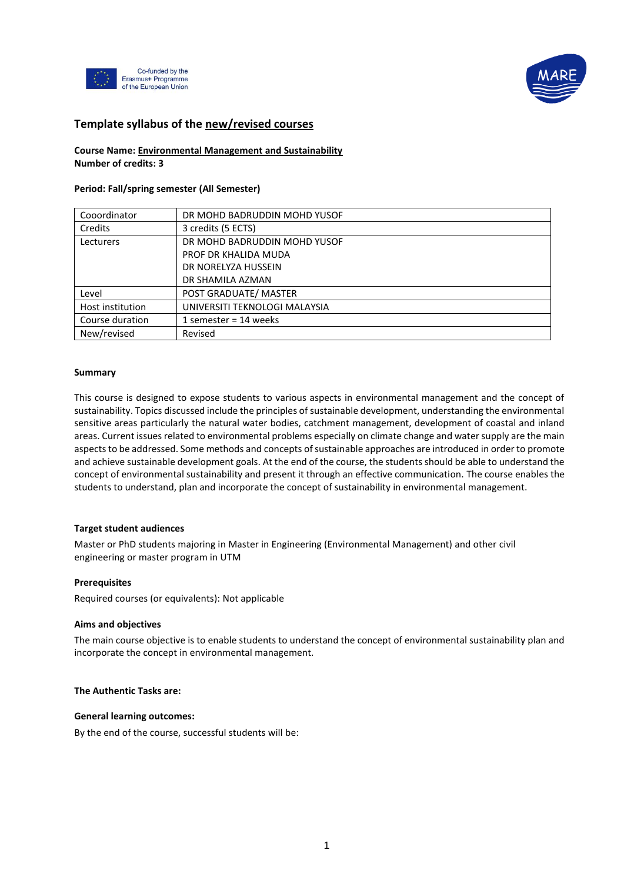Co-funded by the Erasmus+ Programme of the European Union

MARE

## Template syllabus of the new/revised courses

**Course Name: Environmental Management and Sustainability**
**Number of credits: 3**

**Period: Fall/spring semester (All Semester)**

| Cooordinator | DR MOHD BADRUDDIN MOHD YUSOF |
|---|---|
| Credits | 3 credits (5 ECTS) |
| Lecturers | DR MOHD BADRUDDIN MOHD YUSOF<br>PROF DR KHALIDA MUDA<br>DR NORELYZA HUSSEIN<br>DR SHAMILA AZMAN |
| Level | POST GRADUATE/ MASTER |
| Host institution | UNIVERSITI TEKNOLOGI MALAYSIA |
| Course duration | 1 semester = 14 weeks |
| New/revised | Revised |

### Summary

This course is designed to expose students to various aspects in environmental management and the concept of sustainability. Topics discussed include the principles of sustainable development, understanding the environmental sensitive areas particularly the natural water bodies, catchment management, development of coastal and inland areas. Current issues related to environmental problems especially on climate change and water supply are the main aspects to be addressed. Some methods and concepts of sustainable approaches are introduced in order to promote and achieve sustainable development goals. At the end of the course, the students should be able to understand the concept of environmental sustainability and present it through an effective communication. The course enables the students to understand, plan and incorporate the concept of sustainability in environmental management.

### Target student audiences

Master or PhD students majoring in Master in Engineering (Environmental Management) and other civil engineering or master program in UTM

### Prerequisites

Required courses (or equivalents): Not applicable

### Aims and objectives

The main course objective is to enable students to understand the concept of environmental sustainability plan and incorporate the concept in environmental management.

### The Authentic Tasks are:

### General learning outcomes:

By the end of the course, successful students will be: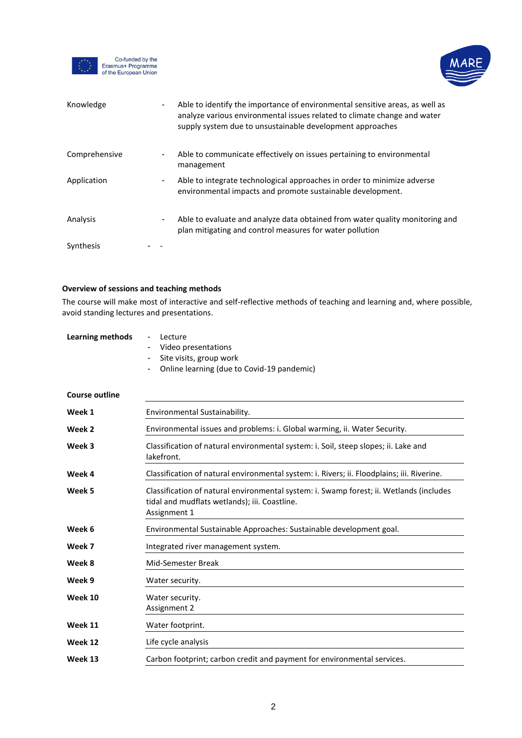| | |
|---|---|
| Knowledge | - Able to identify the importance of environmental sensitive areas, as well as analyze various environmental issues related to climate change and water supply system due to unsustainable development approaches |
| Comprehensive | - Able to communicate effectively on issues pertaining to environmental management |
| Application | - Able to integrate technological approaches in order to minimize adverse environmental impacts and promote sustainable development. |
| Analysis | - Able to evaluate and analyze data obtained from water quality monitoring and plan mitigating and control measures for water pollution |
| Synthesis | - - |

**Overview of sessions and teaching methods**

The course will make most of interactive and self-reflective methods of teaching and learning and, where possible, avoid standing lectures and presentations.

**Learning methods**

- Lecture
- Video presentations
- Site visits, group work
- Online learning (due to Covid-19 pandemic)

| **Course outline** | |
|---|---|
| **Week 1** | Environmental Sustainability. |
| **Week 2** | Environmental issues and problems: i. Global warming, ii. Water Security. |
| **Week 3** | Classification of natural environmental system: i. Soil, steep slopes; ii. Lake and lakefront. |
| **Week 4** | Classification of natural environmental system: i. Rivers; ii. Floodplains; iii. Riverine. |
| **Week 5** | Classification of natural environmental system: i. Swamp forest; ii. Wetlands (includes tidal and mudflats wetlands); iii. Coastline.<br>Assignment 1 |
| **Week 6** | Environmental Sustainable Approaches: Sustainable development goal. |
| **Week 7** | Integrated river management system. |
| **Week 8** | Mid-Semester Break |
| **Week 9** | Water security. |
| **Week 10** | Water security.<br>Assignment 2 |
| **Week 11** | Water footprint. |
| **Week 12** | Life cycle analysis |
| **Week 13** | Carbon footprint; carbon credit and payment for environmental services. |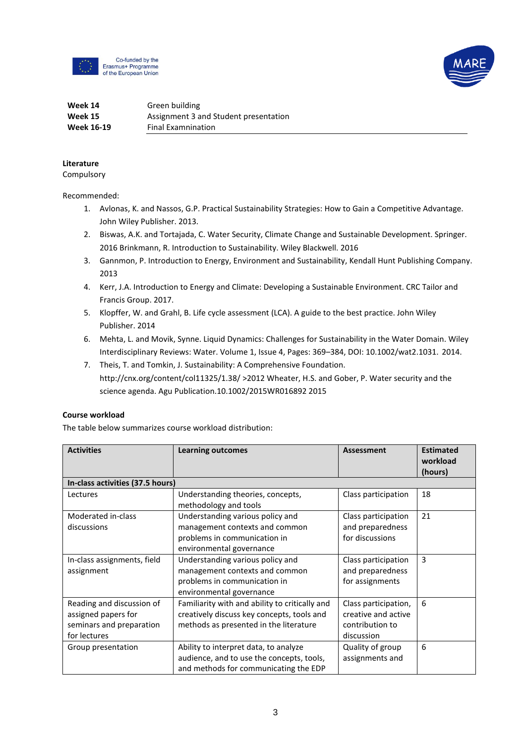| | |
|---|---|
| **Week 14** | Green building |
| **Week 15** | Assignment 3 and Student presentation |
| **Week 16-19** | Final Examnination |

**Literature**

Compulsory

Recommended:

1. Avlonas, K. and Nassos, G.P. Practical Sustainability Strategies: How to Gain a Competitive Advantage. John Wiley Publisher. 2013.
2. Biswas, A.K. and Tortajada, C. Water Security, Climate Change and Sustainable Development. Springer. 2016 Brinkmann, R. Introduction to Sustainability. Wiley Blackwell. 2016
3. Gannmon, P. Introduction to Energy, Environment and Sustainability, Kendall Hunt Publishing Company. 2013
4. Kerr, J.A. Introduction to Energy and Climate: Developing a Sustainable Environment. CRC Tailor and Francis Group. 2017.
5. Klopffer, W. and Grahl, B. Life cycle assessment (LCA). A guide to the best practice. John Wiley Publisher. 2014
6. Mehta, L. and Movik, Synne. Liquid Dynamics: Challenges for Sustainability in the Water Domain. Wiley Interdisciplinary Reviews: Water. Volume 1, Issue 4, Pages: 369–384, DOI: 10.1002/wat2.1031. 2014.
7. Theis, T. and Tomkin, J. Sustainability: A Comprehensive Foundation. http://cnx.org/content/col11325/1.38/ >2012 Wheater, H.S. and Gober, P. Water security and the science agenda. Agu Publication.10.1002/2015WR016892 2015

**Course workload**

The table below summarizes course workload distribution:

| **Activities** | **Learning outcomes** | **Assessment** | **Estimated workload (hours)** |
|---|---|---|---|
| **In-class activities (37.5 hours)** | | | |
| Lectures | Understanding theories, concepts, methodology and tools | Class participation | 18 |
| Moderated in-class discussions | Understanding various policy and management contexts and common problems in communication in environmental governance | Class participation and preparedness for discussions | 21 |
| In-class assignments, field assignment | Understanding various policy and management contexts and common problems in communication in environmental governance | Class participation and preparedness for assignments | 3 |
| Reading and discussion of assigned papers for seminars and preparation for lectures | Familiarity with and ability to critically and creatively discuss key concepts, tools and methods as presented in the literature | Class participation, creative and active contribution to discussion | 6 |
| Group presentation | Ability to interpret data, to analyze audience, and to use the concepts, tools, and methods for communicating the EDP | Quality of group assignments and | 6 |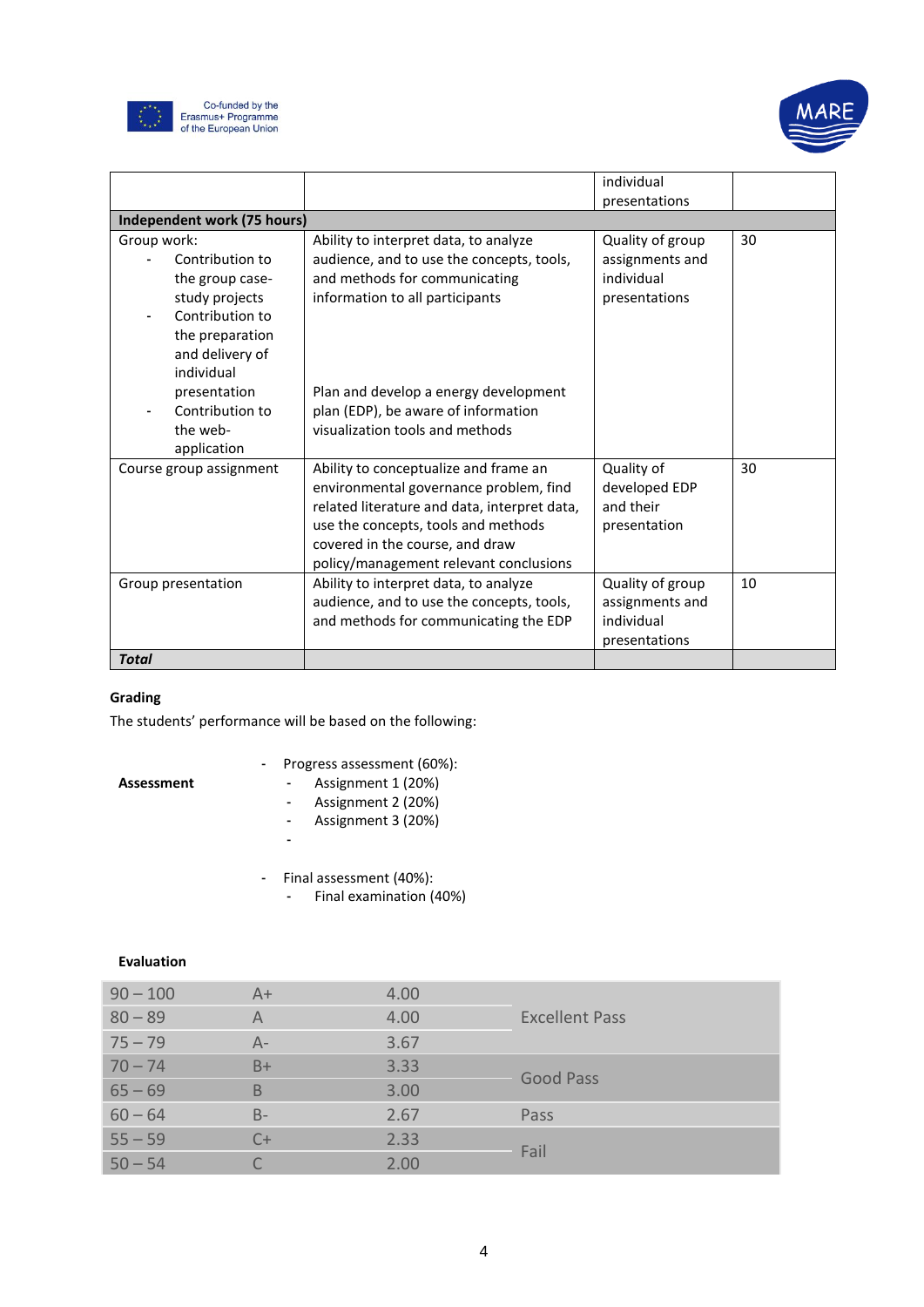|  |  | individual presentations |  |
|---|---|---|---|
| **Independent work (75 hours)** |  |  |  |
| Group work:<br>- Contribution to the group case-study projects<br>- Contribution to the preparation and delivery of individual presentation<br>- Contribution to the web-application | Ability to interpret data, to analyze audience, and to use the concepts, tools, and methods for communicating information to all participants<br><br>Plan and develop a energy development plan (EDP), be aware of information visualization tools and methods | Quality of group assignments and individual presentations | 30 |
| Course group assignment | Ability to conceptualize and frame an environmental governance problem, find related literature and data, interpret data, use the concepts, tools and methods covered in the course, and draw policy/management relevant conclusions | Quality of developed EDP and their presentation | 30 |
| Group presentation | Ability to interpret data, to analyze audience, and to use the concepts, tools, and methods for communicating the EDP | Quality of group assignments and individual presentations | 10 |
| ***Total*** |  |  |  |

**Grading**

The students' performance will be based on the following:

**Assessment**

- Progress assessment (60%):
  - Assignment 1 (20%)
  - Assignment 2 (20%)
  - Assignment 3 (20%)
  -
- Final assessment (40%):
  - Final examination (40%)

**Evaluation**

| | | | |
|---|---|---|---|
| 90 – 100 | A+ | 4.00 | Excellent Pass |
| 80 – 89 | A | 4.00 | |
| 75 – 79 | A- | 3.67 | |
| 70 – 74 | B+ | 3.33 | Good Pass |
| 65 – 69 | B | 3.00 | |
| 60 – 64 | B- | 2.67 | Pass |
| 55 – 59 | C+ | 2.33 | Fail |
| 50 – 54 | C | 2.00 | |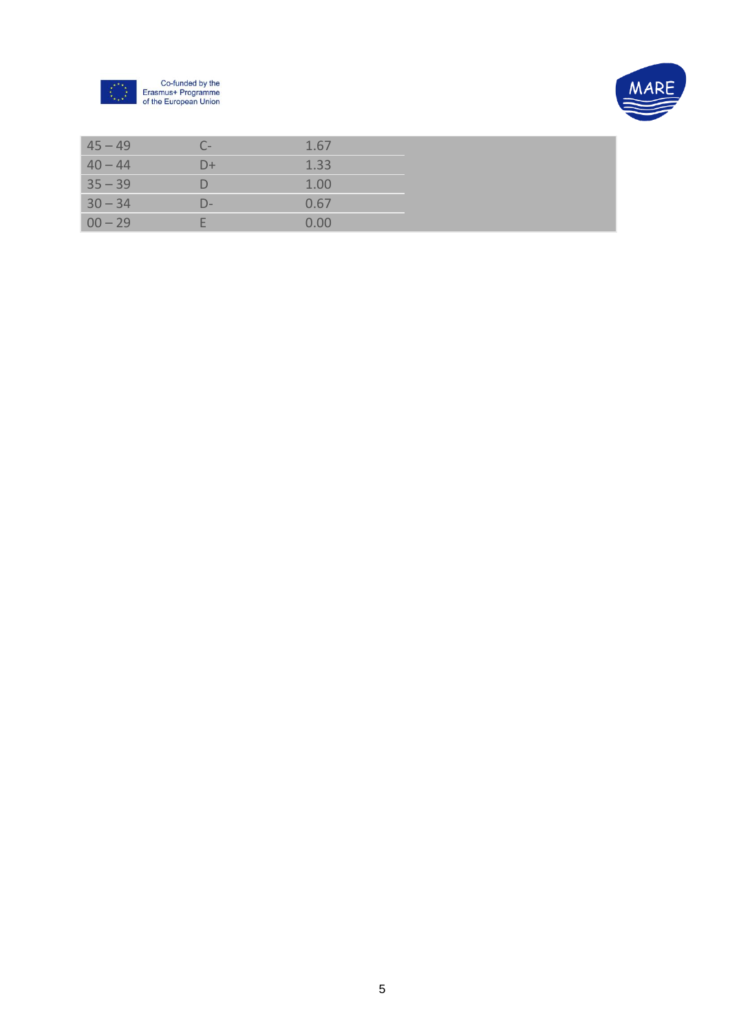| | | |
|---|---|---|
| 45 – 49 | C- | 1.67 |
| 40 – 44 | D+ | 1.33 |
| 35 – 39 | D | 1.00 |
| 30 – 34 | D- | 0.67 |
| 00 – 29 | E | 0.00 |